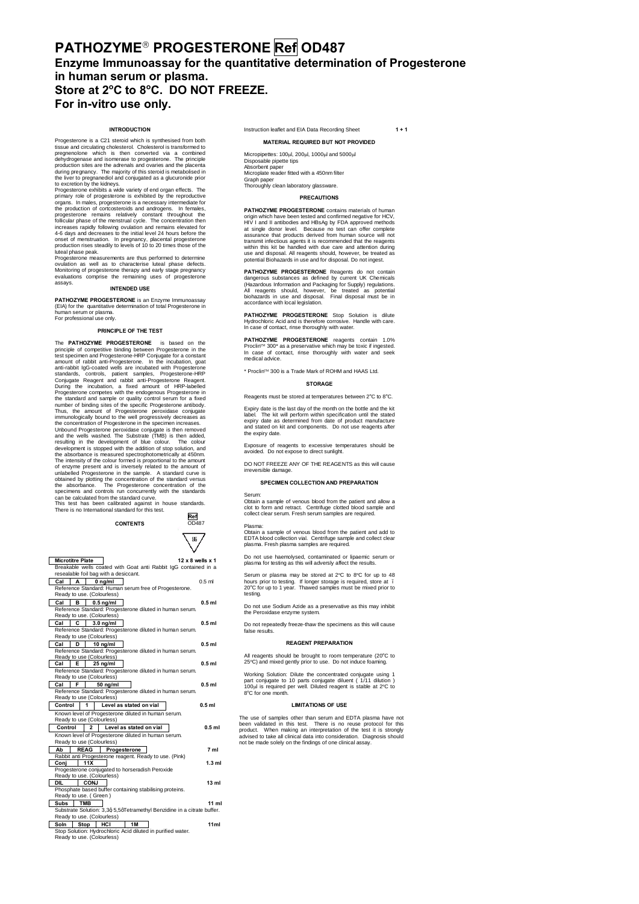# PATHOZYME® PROGESTERONE Ref OD487

## Enzyme Immunoassay for the quantitative determination of Progesterone in human serum or plasma.
## Store at 2°C to 8°C. DO NOT FREEZE.
## For in-vitro use only.

### INTRODUCTION

Progesterone is a C21 steroid which is synthesised from both tissue and circulating cholesterol. Cholesterol is transformed to pregnenolone which is then converted via a combined dehydrogenase and isomerase to progesterone. The principle production sites are the adrenals and ovaries and the placenta during pregnancy. The majority of this steroid is metabolised in the liver to pregnanediol and conjugated as a glucuronide prior to excretion by the kidneys.

Progesterone exhibits a wide variety of end organ effects. The primary role of progesterone is exhibited by the reproductive organs. In males, progesterone is a necessary intermediate for the production of cortcosteroids and androgens. In females, progesterone remains relatively constant throughout the follicular phase of the menstrual cycle. The concentration then increases rapidly following ovulation and remains elevated for 4-6 days and decreases to the initial level 24 hours before the onset of menstruation. In pregnancy, placental progesterone production rises steadily to levels of 10 to 20 times those of the luteal phase peak.

Progesterone measurements are thus performed to determine ovulation as well as to characterise luteal phase defects. Monitoring of progesterone therapy and early stage pregnancy evaluations comprise the remaining uses of progesterone assays.

### INTENDED USE

**PATHOZYME PROGESTERONE** is an Enzyme Immunoassay (EIA) for the quantitative determination of total Progesterone in human serum or plasma.
For professional use only.

### PRINCIPLE OF THE TEST

The **PATHOZYME PROGESTERONE** is based on the principle of competitive binding between Progesterone in the test specimen and Progesterone-HRP Conjugate for a constant amount of rabbit anti-Progesterone. In the incubation, goat anti-rabbit IgG-coated wells are incubated with Progesterone standards, controls, patient samples, Progesterone-HRP Conjugate Reagent and rabbit anti-Progesterone Reagent. During the incubation, a fixed amount of HRP-labelled Progesterone competes with the endogenous Progesterone in the standard and sample or quality control serum for a fixed number of binding sites of the specific Progesterone antibody. Thus, the amount of Progesterone peroxidase conjugate immunologically bound to the well progressively decreases as the concentration of Progesterone in the specimen increases.

Unbound Progesterone peroxidase conjugate is then removed and the wells washed. The Substrate (TMB) is then added, resulting in the development of blue colour. The colour development is stopped with the addition of stop solution, and the absorbance is measured spectrophotometrically at 450nm. The intensity of the colour formed is proportional to the amount of enzyme present and is inversely related to the amount of unlabelled Progesterone in the sample. A standard curve is obtained by plotting the concentration of the standard versus the absorbance. The Progesterone concentration of the specimens and controls run concurrently with the standards can be calculated from the standard curve.

This test has been calibrated against in house standards. There is no International standard for this test.

### CONTENTS

Ref OD487

96

**Microtitre Plate** — 12 x 8 wells x 1
Breakable wells coated with Goat anti Rabbit IgG contained in a resealable foil bag with a desiccant.

**Cal A 0 ng/ml** — 0.5 ml
Reference Standard: Human serum free of Progesterone. Ready to use. (Colourless)

**Cal B 0.5 ng/ml** — 0.5 ml
Reference Standard: Progesterone diluted in human serum. Ready to use. (Colourless)

**Cal C 3.0 ng/ml** — 0.5 ml
Reference Standard: Progesterone diluted in human serum. Ready to use (Colourless)

**Cal D 10 ng/ml** — 0.5 ml
Reference Standard: Progesterone diluted in human serum. Ready to use (Colourless)

**Cal E 25 ng/ml** — 0.5 ml
Reference Standard: Progesterone diluted in human serum. Ready to use (Colourless)

**Cal F 50 ng/ml** — 0.5 ml
Reference Standard: Progesterone diluted in human serum. Ready to use (Colourless)

**Control 1 Level as stated on vial** — 0.5 ml
Known level of Progesterone diluted in human serum. Ready to use (Colourless)

**Control 2 Level as stated on vial** — 0.5 ml
Known level of Progesterone diluted in human serum. Ready to use (Colourless)

**Ab REAG Progesterone** — 7 ml
Rabbit anti Progesterone reagent. Ready to use. (Pink)

**Conj 11X** — 1.3 ml
Progesterone conjugated to horseradish Peroxide. Ready to use. (Colourless)

**DIL CONJ** — 13 ml
Phosphate based buffer containing stabilising proteins. Ready to use. ( Green )

**Subs TMB** — 11 ml
Substrate Solution: 3,3ô 5,5ôTetramethyl Benzidine in a citrate buffer. Ready to use. (Colourless)

**Soln Stop HCl 1M** — 11ml
Stop Solution: Hydrochloric Acid diluted in purified water. Ready to use. (Colourless)

Instruction leaflet and EIA Data Recording Sheet — 1 + 1

### MATERIAL REQUIRED BUT NOT PROVIDED

Micropipettes: 100µl, 200µl, 1000µl and 5000µl
Disposable pipette tips
Absorbent paper
Microplate reader fitted with a 450nm filter
Graph paper
Thoroughly clean laboratory glassware.

### PRECAUTIONS

**PATHOZYME PROGESTERONE** contains materials of human origin which have been tested and confirmed negative for HCV, HIV I and II antibodies and HBsAg by FDA approved methods at single donor level. Because no test can offer complete assurance that products derived from human source will not transmit infectious agents it is recommended that the reagents within this kit be handled with due care and attention during use and disposal. All reagents should, however, be treated as potential Biohazards in use and for disposal. Do not ingest.

**PATHOZYME PROGESTERONE** Reagents do not contain dangerous substances as defined by current UK Chemicals (Hazardous Information and Packaging for Supply) regulations. All reagents should, however, be treated as potential biohazards in use and disposal. Final disposal must be in accordance with local legislation.

**PATHOZYME PROGESTERONE** Stop Solution is dilute Hydrochloric Acid and is therefore corrosive. Handle with care. In case of contact, rinse thoroughly with water.

**PATHOZYME PROGESTERONE** reagents contain 1.0% Proclin™ 300* as a preservative which may be toxic if ingested. In case of contact, rinse thoroughly with water and seek medical advice.

\* Proclin™ 300 is a Trade Mark of ROHM and HAAS Ltd.

### STORAGE

Reagents must be stored at temperatures between 2°C to 8°C.

Expiry date is the last day of the month on the bottle and the kit label. The kit will perform within specification until the stated expiry date as determined from date of product manufacture and stated on kit and components. Do not use reagents after the expiry date.

Exposure of reagents to excessive temperatures should be avoided. Do not expose to direct sunlight.

DO NOT FREEZE ANY OF THE REAGENTS as this will cause irreversible damage.

### SPECIMEN COLLECTION AND PREPARATION

Serum:
Obtain a sample of venous blood from the patient and allow a clot to form and retract. Centrifuge clotted blood sample and collect clear serum. Fresh serum samples are required.

Plasma:
Obtain a sample of venous blood from the patient and add to EDTA blood collection vial. Centrifuge sample and collect clear plasma. Fresh plasma samples are required.

Do not use haemolysed, contaminated or lipaemic serum or plasma for testing as this will adversely affect the results.

Serum or plasma may be stored at 2ºC to 8ºC for up to 48 hours prior to testing. If longer storage is required, store at ï 20°C for up to 1 year. Thawed samples must be mixed prior to testing.

Do not use Sodium Azide as a preservative as this may inhibit the Peroxidase enzyme system.

Do not repeatedly freeze-thaw the specimens as this will cause false results.

### REAGENT PREPARATION

All reagents should be brought to room temperature (20°C to 25°C) and mixed gently prior to use. Do not induce foaming.

Working Solution: Dilute the concentrated conjugate using 1 part conjugate to 10 parts conjugate diluent ( 1/11 dilution ) 100µl is required per well. Diluted reagent is stable at 2ºC to 8°C for one month.

### LIMITATIONS OF USE

The use of samples other than serum and EDTA plasma have not been validated in this test. There is no reuse protocol for this product. When making an interpretation of the test it is strongly advised to take all clinical data into consideration. Diagnosis should not be made solely on the findings of one clinical assay.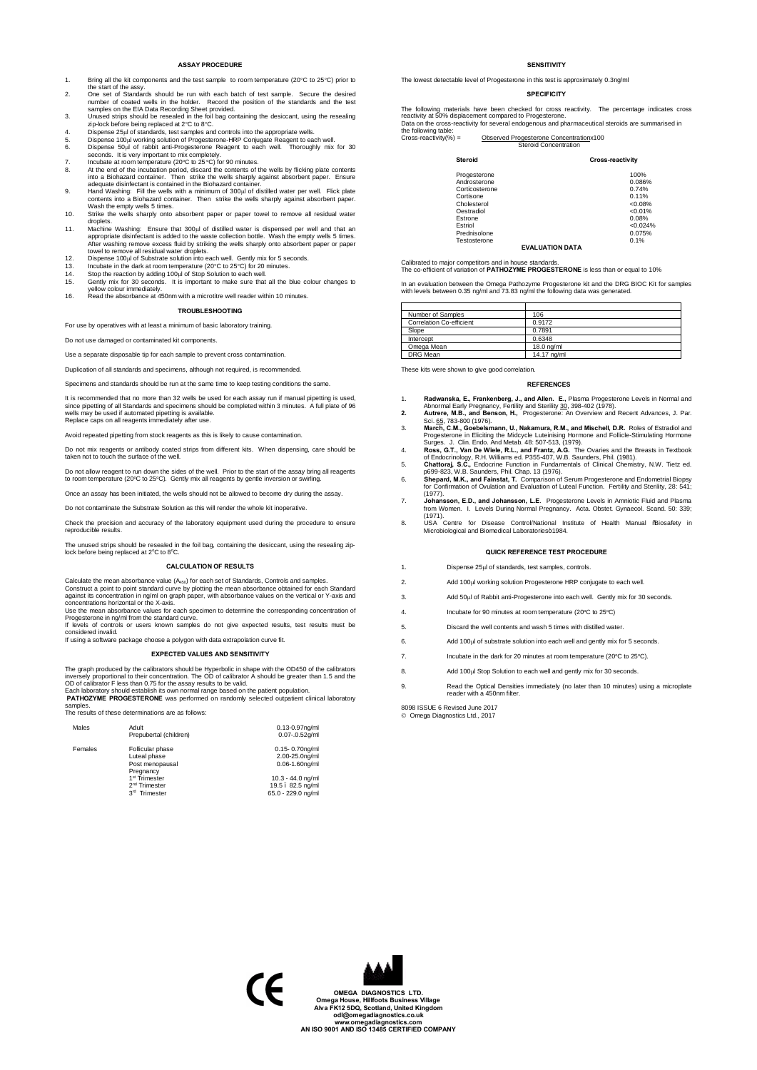## ASSAY PROCEDURE

1. Bring all the kit components and the test sample to room temperature (20°C to 25°C) prior to the start of the assy.
2. One set of Standards should be run with each batch of test sample. Secure the desired number of coated wells in the holder. Record the position of the standards and the test samples on the EIA Data Recording Sheet provided.
3. Unused strips should be resealed in the foil bag containing the desiccant, using the resealing zip-lock before being replaced at 2°C to 8°C.
4. Dispense 25µl of standards, test samples and controls into the appropriate wells.
5. Dispense 100µl working solution of Progesterone-HRP Conjugate Reagent to each well.
6. Dispense 50µl of rabbit anti-Progesterone Reagent to each well. Thoroughly mix for 30 seconds. It is very important to mix completely.
7. Incubate at room temperature (20°C to 25°C) for 90 minutes.
8. At the end of the incubation period, discard the contents of the wells by flicking plate contents into a Biohazard container. Then strike the wells sharply against absorbent paper. Ensure adequate disinfectant is contained in the Biohazard container.
9. Hand Washing: Fill the wells with a minimum of 300µl of distilled water per well. Flick plate contents into a Biohazard container. Then strike the wells sharply against absorbent paper. Wash the empty wells 5 times.
10. Strike the wells sharply onto absorbent paper or paper towel to remove all residual water droplets.
11. Machine Washing: Ensure that 300µl of distilled water is dispensed per well and that an appropriate disinfectant is added to the waste collection bottle. Wash the empty wells 5 times. After washing remove excess fluid by striking the wells sharply onto absorbent paper or paper towel to remove all residual water droplets.
12. Dispense 100µl of Substrate solution into each well. Gently mix for 5 seconds.
13. Incubate in the dark at room temperature (20°C to 25°C) for 20 minutes.
14. Stop the reaction by adding 100µl of Stop Solution to each well.
15. Gently mix for 30 seconds. It is important to make sure that all the blue colour changes to yellow colour immediately.
16. Read the absorbance at 450nm with a microtitre well reader within 10 minutes.

## TROUBLESHOOTING

For use by operatives with at least a minimum of basic laboratory training.

Do not use damaged or contaminated kit components.

Use a separate disposable tip for each sample to prevent cross contamination.

Duplication of all standards and specimens, although not required, is recommended.

Specimens and standards should be run at the same time to keep testing conditions the same.

It is recommended that no more than 32 wells be used for each assay run if manual pipetting is used, since pipetting of all Standards and specimens should be completed within 3 minutes. A full plate of 96 wells may be used if automated pipetting is available.
Replace caps on all reagents immediately after use.

Avoid repeated pipetting from stock reagents as this is likely to cause contamination.

Do not mix reagents or antibody coated strips from different kits. When dispensing, care should be taken not to touch the surface of the well.

Do not allow reagent to run down the sides of the well. Prior to the start of the assay bring all reagents to room temperature (20°C to 25°C). Gently mix all reagents by gentle inversion or swirling.

Once an assay has been initiated, the wells should not be allowed to become dry during the assay.

Do not contaminate the Substrate Solution as this will render the whole kit inoperative.

Check the precision and accuracy of the laboratory equipment used during the procedure to ensure reproducible results.

The unused strips should be resealed in the foil bag, containing the desiccant, using the resealing zip-lock before being replaced at 2°C to 8°C.

## CALCULATION OF RESULTS

Calculate the mean absorbance value ($A_{450}$) for each set of Standards, Controls and samples.
Construct a point to point standard curve by plotting the mean absorbance obtained for each Standard against its concentration in ng/ml on graph paper, with absorbance values on the vertical or Y-axis and concentrations horizontal or the X-axis.
Use the mean absorbance values for each specimen to determine the corresponding concentration of Progesterone in ng/ml from the standard curve.
If levels of controls or users known samples do not give expected results, test results must be considered invalid.
If using a software package choose a polygon with data extrapolation curve fit.

## EXPECTED VALUES AND SENSITIVITY

The graph produced by the calibrators should be Hyperbolic in shape with the OD450 of the calibrators inversely proportional to their concentration. The OD of calibrator A should be greater than 1.5 and the OD of calibrator F less than 0.75 for the assay results to be valid.
Each laboratory should establish its own normal range based on the patient population.
**PATHOZYME PROGESTERONE** was performed on randomly selected outpatient clinical laboratory samples.
The results of these determinations are as follows:

| | | |
|---|---|---|
| Males | Adult | 0.13-0.97ng/ml |
| | Prepubertal (children) | 0.07-.0.52g/ml |
| Females | Follicular phase | 0.15- 0.70ng/ml |
| | Luteal phase | 2.00-25.0ng/ml |
| | Post menopausal | 0.06-1.60ng/ml |
| | Pregnancy | |
| | 1st Trimester | 10.3 - 44.0 ng/ml |
| | 2nd Trimester | 19.5 – 82.5 ng/ml |
| | 3rd Trimester | 65.0 - 229.0 ng/ml |

## SENSITIVITY

The lowest detectable level of Progesterone in this test is approximately 0.3ng/ml

## SPECIFICITY

The following materials have been checked for cross reactivity. The percentage indicates cross reactivity at 50% displacement compared to Progesterone.
Data on the cross-reactivity for several endogenous and pharmaceutical steroids are summarised in the following table:

$$\text{Cross-reactivity(\%)} = \frac{\text{Observed Progesterone Concentration} \times 100}{\text{Steroid Concentration}}$$

| Steroid | Cross-reactivity |
|---|---|
| Progesterone | 100% |
| Androsterone | 0.086% |
| Corticosterone | 0.74% |
| Cortisone | 0.11% |
| Cholesterol | <0.08% |
| Oestradiol | <0.01% |
| Estrone | 0.08% |
| Estriol | <0.024% |
| Prednisolone | 0.075% |
| Testosterone | 0.1% |

## EVALUATION DATA

Calibrated to major competitors and in house standards.
The co-efficient of variation of **PATHOZYME PROGESTERONE** is less than or equal to 10%

In an evaluation between the Omega Pathozyme Progesterone kit and the DRG BIOC Kit for samples with levels between 0.35 ng/ml and 73.83 ng/ml the following data was generated.

| | |
|---|---|
| Number of Samples | 106 |
| Correlation Co-efficient | 0.9172 |
| Slope | 0.7891 |
| Intercept | 0.6348 |
| Omega Mean | 18.0 ng/ml |
| DRG Mean | 14.17 ng/ml |

These kits were shown to give good correlation.

## REFERENCES

1. **Radwanska, E., Frankenberg, J., and Allen. E.,** Plasma Progesterone Levels in Normal and Abnormal Early Pregnancy, Fertility and Sterility 30, 398-402 (1978).
2. **Autrere, M.B., and Benson, H.,** Progesterone: An Overview and Recent Advances, J. Par. Sci. 65, 783-800 (1976).
3. **March, C.M., Goebelsmann, U., Nakamura, R.M., and Mischell, D.R.** Roles of Estradiol and Progesterone in Eliciting the Midcycle Luteinising Hormone and Follicle-Stimulating Hormone Surges. J. Clin. Endo. And Metab. 48: 507-513, (1979).
4. **Ross, G.T., Van De Wiele, R.L., and Frantz, A.G.** The Ovaries and the Breasts in Textbook of Endocrinology, R.H. Williams ed. P355-407, W.B. Saunders, Phil. (1981).
5. **Chattoraj, S.C.,** Endocrine Function in Fundamentals of Clinical Chemistry, N.W. Tietz ed. p699-823, W.B. Saunders, Phil. Chap. 13 (1976).
6. **Shepard, M.K., and Fainstat, T.** Comparison of Serum Progesterone and Endometrial Biopsy for Confirmation of Ovulation and Evaluation of Luteal Function. Fertility and Sterility, 28: 541; (1977).
7. **Johansson, E.D., and Johansson, L.E.** Progesterone Levels in Amniotic Fluid and Plasma from Women. I. Levels During Normal Pregnancy. Acta. Obstet. Gynaecol. Scand. 50: 339; (1971).
8. USA Centre for Disease Control/National Institute of Health Manual "Biosafety in Microbiological and Biomedical Laboratories" 1984.

## QUICK REFERENCE TEST PROCEDURE

1. Dispense 25µl of standards, test samples, controls.
2. Add 100µl working solution Progesterone HRP conjugate to each well.
3. Add 50µl of Rabbit anti-Progesterone into each well. Gently mix for 30 seconds.
4. Incubate for 90 minutes at room temperature (20°C to 25°C)
5. Discard the well contents and wash 5 times with distilled water.
6. Add 100µl of substrate solution into each well and gently mix for 5 seconds.
7. Incubate in the dark for 20 minutes at room temperature (20°C to 25°C).
8. Add 100µl Stop Solution to each well and gently mix for 30 seconds.
9. Read the Optical Densities immediately (no later than 10 minutes) using a microplate reader with a 450nm filter.

8098 ISSUE 6 Revised June 2017
© Omega Diagnostics Ltd., 2017

**OMEGA DIAGNOSTICS LTD.**
**Omega House, Hillfoots Business Village**
**Alva FK12 5DQ, Scotland, United Kingdom**
**odl@omegadiagnostics.co.uk**
**www.omegadiagnostics.com**
**AN ISO 9001 AND ISO 13485 CERTIFIED COMPANY**